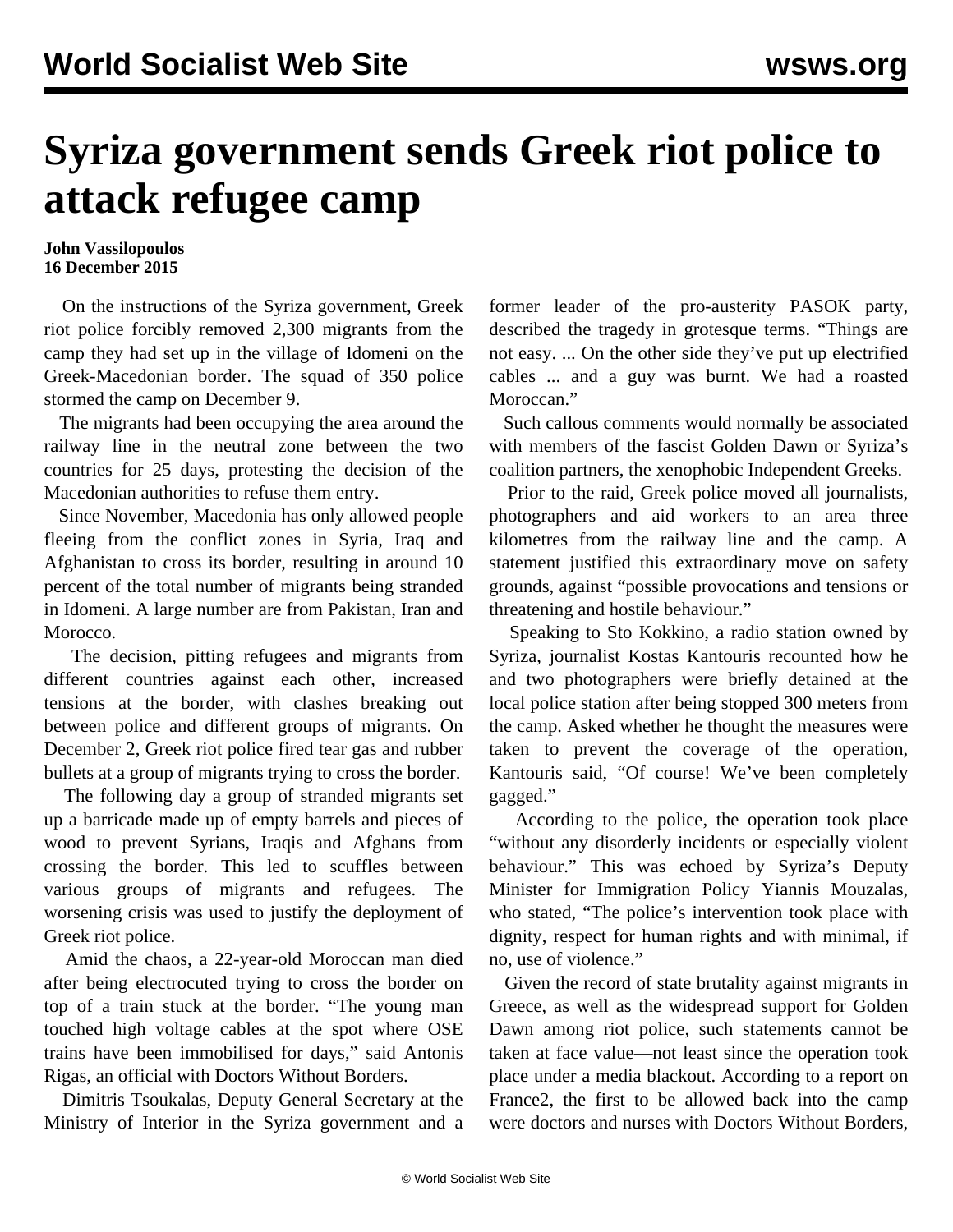# Syriza government sends Greek riot police to attack refugee camp

**John Vassilopoulos**
**16 December 2015**

On the instructions of the Syriza government, Greek riot police forcibly removed 2,300 migrants from the camp they had set up in the village of Idomeni on the Greek-Macedonian border. The squad of 350 police stormed the camp on December 9.

The migrants had been occupying the area around the railway line in the neutral zone between the two countries for 25 days, protesting the decision of the Macedonian authorities to refuse them entry.

Since November, Macedonia has only allowed people fleeing from the conflict zones in Syria, Iraq and Afghanistan to cross its border, resulting in around 10 percent of the total number of migrants being stranded in Idomeni. A large number are from Pakistan, Iran and Morocco.

The decision, pitting refugees and migrants from different countries against each other, increased tensions at the border, with clashes breaking out between police and different groups of migrants. On December 2, Greek riot police fired tear gas and rubber bullets at a group of migrants trying to cross the border.

The following day a group of stranded migrants set up a barricade made up of empty barrels and pieces of wood to prevent Syrians, Iraqis and Afghans from crossing the border. This led to scuffles between various groups of migrants and refugees. The worsening crisis was used to justify the deployment of Greek riot police.

Amid the chaos, a 22-year-old Moroccan man died after being electrocuted trying to cross the border on top of a train stuck at the border. "The young man touched high voltage cables at the spot where OSE trains have been immobilised for days," said Antonis Rigas, an official with Doctors Without Borders.

Dimitris Tsoukalas, Deputy General Secretary at the Ministry of Interior in the Syriza government and a former leader of the pro-austerity PASOK party, described the tragedy in grotesque terms. "Things are not easy. ... On the other side they've put up electrified cables ... and a guy was burnt. We had a roasted Moroccan."

Such callous comments would normally be associated with members of the fascist Golden Dawn or Syriza's coalition partners, the xenophobic Independent Greeks.

Prior to the raid, Greek police moved all journalists, photographers and aid workers to an area three kilometres from the railway line and the camp. A statement justified this extraordinary move on safety grounds, against "possible provocations and tensions or threatening and hostile behaviour."

Speaking to Sto Kokkino, a radio station owned by Syriza, journalist Kostas Kantouris recounted how he and two photographers were briefly detained at the local police station after being stopped 300 meters from the camp. Asked whether he thought the measures were taken to prevent the coverage of the operation, Kantouris said, "Of course! We've been completely gagged."

According to the police, the operation took place "without any disorderly incidents or especially violent behaviour." This was echoed by Syriza's Deputy Minister for Immigration Policy Yiannis Mouzalas, who stated, "The police's intervention took place with dignity, respect for human rights and with minimal, if no, use of violence."

Given the record of state brutality against migrants in Greece, as well as the widespread support for Golden Dawn among riot police, such statements cannot be taken at face value—not least since the operation took place under a media blackout. According to a report on France2, the first to be allowed back into the camp were doctors and nurses with Doctors Without Borders,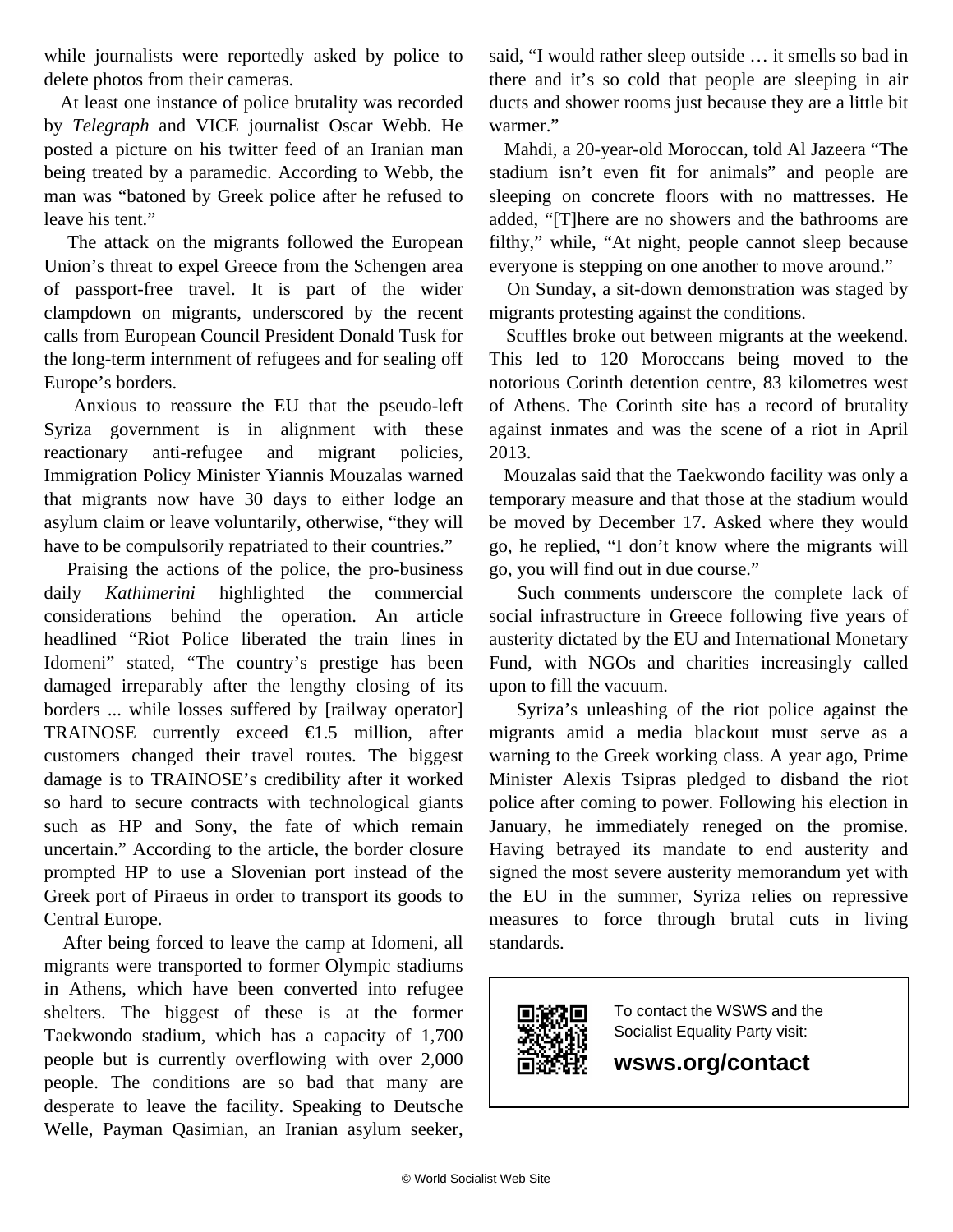while journalists were reportedly asked by police to delete photos from their cameras.

At least one instance of police brutality was recorded by *Telegraph* and VICE journalist Oscar Webb. He posted a picture on his twitter feed of an Iranian man being treated by a paramedic. According to Webb, the man was "batoned by Greek police after he refused to leave his tent."

The attack on the migrants followed the European Union's threat to expel Greece from the Schengen area of passport-free travel. It is part of the wider clampdown on migrants, underscored by the recent calls from European Council President Donald Tusk for the long-term internment of refugees and for sealing off Europe's borders.

Anxious to reassure the EU that the pseudo-left Syriza government is in alignment with these reactionary anti-refugee and migrant policies, Immigration Policy Minister Yiannis Mouzalas warned that migrants now have 30 days to either lodge an asylum claim or leave voluntarily, otherwise, "they will have to be compulsorily repatriated to their countries."

Praising the actions of the police, the pro-business daily *Kathimerini* highlighted the commercial considerations behind the operation. An article headlined "Riot Police liberated the train lines in Idomeni" stated, "The country's prestige has been damaged irreparably after the lengthy closing of its borders ... while losses suffered by [railway operator] TRAINOSE currently exceed €1.5 million, after customers changed their travel routes. The biggest damage is to TRAINOSE's credibility after it worked so hard to secure contracts with technological giants such as HP and Sony, the fate of which remain uncertain." According to the article, the border closure prompted HP to use a Slovenian port instead of the Greek port of Piraeus in order to transport its goods to Central Europe.

After being forced to leave the camp at Idomeni, all migrants were transported to former Olympic stadiums in Athens, which have been converted into refugee shelters. The biggest of these is at the former Taekwondo stadium, which has a capacity of 1,700 people but is currently overflowing with over 2,000 people. The conditions are so bad that many are desperate to leave the facility. Speaking to Deutsche Welle, Payman Qasimian, an Iranian asylum seeker, said, "I would rather sleep outside … it smells so bad in there and it's so cold that people are sleeping in air ducts and shower rooms just because they are a little bit warmer."

Mahdi, a 20-year-old Moroccan, told Al Jazeera "The stadium isn't even fit for animals" and people are sleeping on concrete floors with no mattresses. He added, "[T]here are no showers and the bathrooms are filthy," while, "At night, people cannot sleep because everyone is stepping on one another to move around."

On Sunday, a sit-down demonstration was staged by migrants protesting against the conditions.

Scuffles broke out between migrants at the weekend. This led to 120 Moroccans being moved to the notorious Corinth detention centre, 83 kilometres west of Athens. The Corinth site has a record of brutality against inmates and was the scene of a riot in April 2013.

Mouzalas said that the Taekwondo facility was only a temporary measure and that those at the stadium would be moved by December 17. Asked where they would go, he replied, "I don't know where the migrants will go, you will find out in due course."

Such comments underscore the complete lack of social infrastructure in Greece following five years of austerity dictated by the EU and International Monetary Fund, with NGOs and charities increasingly called upon to fill the vacuum.

Syriza's unleashing of the riot police against the migrants amid a media blackout must serve as a warning to the Greek working class. A year ago, Prime Minister Alexis Tsipras pledged to disband the riot police after coming to power. Following his election in January, he immediately reneged on the promise. Having betrayed its mandate to end austerity and signed the most severe austerity memorandum yet with the EU in the summer, Syriza relies on repressive measures to force through brutal cuts in living standards.

To contact the WSWS and the Socialist Equality Party visit:

**wsws.org/contact**